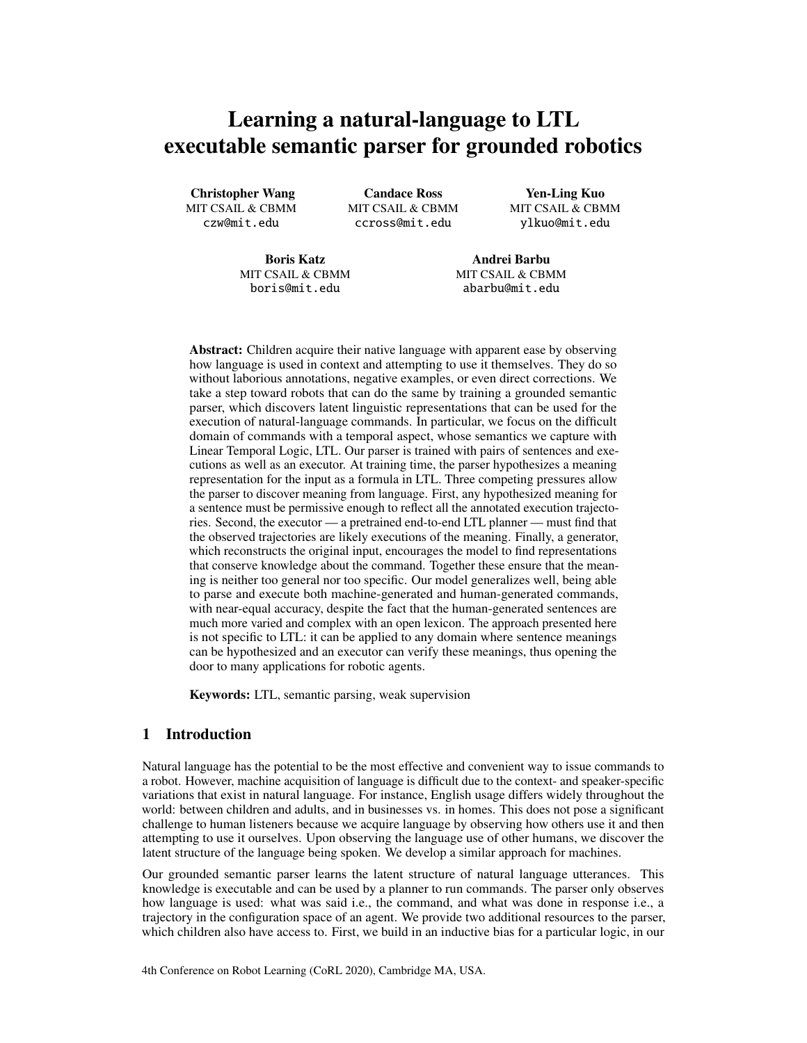# Learning a natural-language to LTL executable semantic parser for grounded robotics

**Christopher Wang**
MIT CSAIL & CBMM
czw@mit.edu

**Candace Ross**
MIT CSAIL & CBMM
ccross@mit.edu

**Yen-Ling Kuo**
MIT CSAIL & CBMM
ylkuo@mit.edu

**Boris Katz**
MIT CSAIL & CBMM
boris@mit.edu

**Andrei Barbu**
MIT CSAIL & CBMM
abarbu@mit.edu

**Abstract:** Children acquire their native language with apparent ease by observing how language is used in context and attempting to use it themselves. They do so without laborious annotations, negative examples, or even direct corrections. We take a step toward robots that can do the same by training a grounded semantic parser, which discovers latent linguistic representations that can be used for the execution of natural-language commands. In particular, we focus on the difficult domain of commands with a temporal aspect, whose semantics we capture with Linear Temporal Logic, LTL. Our parser is trained with pairs of sentences and executions as well as an executor. At training time, the parser hypothesizes a meaning representation for the input as a formula in LTL. Three competing pressures allow the parser to discover meaning from language. First, any hypothesized meaning for a sentence must be permissive enough to reflect all the annotated execution trajectories. Second, the executor — a pretrained end-to-end LTL planner — must find that the observed trajectories are likely executions of the meaning. Finally, a generator, which reconstructs the original input, encourages the model to find representations that conserve knowledge about the command. Together these ensure that the meaning is neither too general nor too specific. Our model generalizes well, being able to parse and execute both machine-generated and human-generated commands, with near-equal accuracy, despite the fact that the human-generated sentences are much more varied and complex with an open lexicon. The approach presented here is not specific to LTL: it can be applied to any domain where sentence meanings can be hypothesized and an executor can verify these meanings, thus opening the door to many applications for robotic agents.

**Keywords:** LTL, semantic parsing, weak supervision

## 1 Introduction

Natural language has the potential to be the most effective and convenient way to issue commands to a robot. However, machine acquisition of language is difficult due to the context- and speaker-specific variations that exist in natural language. For instance, English usage differs widely throughout the world: between children and adults, and in businesses vs. in homes. This does not pose a significant challenge to human listeners because we acquire language by observing how others use it and then attempting to use it ourselves. Upon observing the language use of other humans, we discover the latent structure of the language being spoken. We develop a similar approach for machines.

Our grounded semantic parser learns the latent structure of natural language utterances. This knowledge is executable and can be used by a planner to run commands. The parser only observes how language is used: what was said i.e., the command, and what was done in response i.e., a trajectory in the configuration space of an agent. We provide two additional resources to the parser, which children also have access to. First, we build in an inductive bias for a particular logic, in our

4th Conference on Robot Learning (CoRL 2020), Cambridge MA, USA.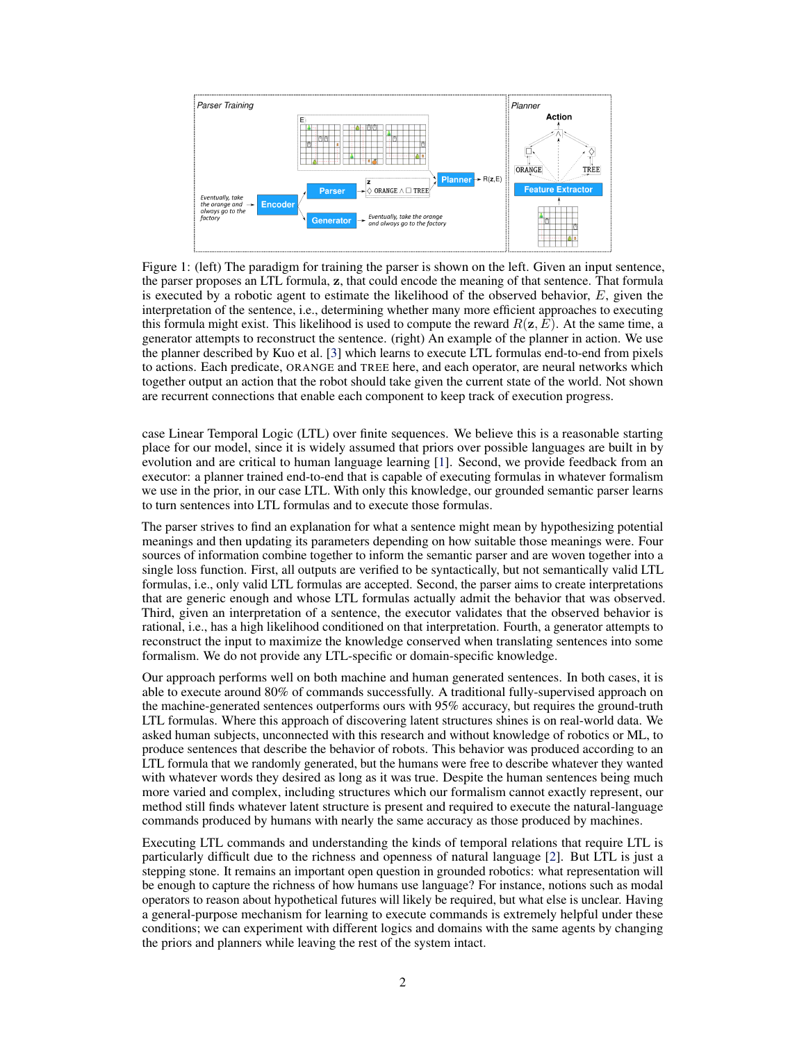Figure 1: (left) The paradigm for training the parser is shown on the left. Given an input sentence, the parser proposes an LTL formula, $\mathbf{z}$, that could encode the meaning of that sentence. That formula is executed by a robotic agent to estimate the likelihood of the observed behavior, $E$, given the interpretation of the sentence, i.e., determining whether many more efficient approaches to executing this formula might exist. This likelihood is used to compute the reward $R(\mathbf{z}, E)$. At the same time, a generator attempts to reconstruct the sentence. (right) An example of the planner in action. We use the planner described by Kuo et al. [3] which learns to execute LTL formulas end-to-end from pixels to actions. Each predicate, ORANGE and TREE here, and each operator, are neural networks which together output an action that the robot should take given the current state of the world. Not shown are recurrent connections that enable each component to keep track of execution progress.

case Linear Temporal Logic (LTL) over finite sequences. We believe this is a reasonable starting place for our model, since it is widely assumed that priors over possible languages are built in by evolution and are critical to human language learning [1]. Second, we provide feedback from an executor: a planner trained end-to-end that is capable of executing formulas in whatever formalism we use in the prior, in our case LTL. With only this knowledge, our grounded semantic parser learns to turn sentences into LTL formulas and to execute those formulas.

The parser strives to find an explanation for what a sentence might mean by hypothesizing potential meanings and then updating its parameters depending on how suitable those meanings were. Four sources of information combine together to inform the semantic parser and are woven together into a single loss function. First, all outputs are verified to be syntactically, but not semantically valid LTL formulas, i.e., only valid LTL formulas are accepted. Second, the parser aims to create interpretations that are generic enough and whose LTL formulas actually admit the behavior that was observed. Third, given an interpretation of a sentence, the executor validates that the observed behavior is rational, i.e., has a high likelihood conditioned on that interpretation. Fourth, a generator attempts to reconstruct the input to maximize the knowledge conserved when translating sentences into some formalism. We do not provide any LTL-specific or domain-specific knowledge.

Our approach performs well on both machine and human generated sentences. In both cases, it is able to execute around 80% of commands successfully. A traditional fully-supervised approach on the machine-generated sentences outperforms ours with 95% accuracy, but requires the ground-truth LTL formulas. Where this approach of discovering latent structures shines is on real-world data. We asked human subjects, unconnected with this research and without knowledge of robotics or ML, to produce sentences that describe the behavior of robots. This behavior was produced according to an LTL formula that we randomly generated, but the humans were free to describe whatever they wanted with whatever words they desired as long as it was true. Despite the human sentences being much more varied and complex, including structures which our formalism cannot exactly represent, our method still finds whatever latent structure is present and required to execute the natural-language commands produced by humans with nearly the same accuracy as those produced by machines.

Executing LTL commands and understanding the kinds of temporal relations that require LTL is particularly difficult due to the richness and openness of natural language [2]. But LTL is just a stepping stone. It remains an important open question in grounded robotics: what representation will be enough to capture the richness of how humans use language? For instance, notions such as modal operators to reason about hypothetical futures will likely be required, but what else is unclear. Having a general-purpose mechanism for learning to execute commands is extremely helpful under these conditions; we can experiment with different logics and domains with the same agents by changing the priors and planners while leaving the rest of the system intact.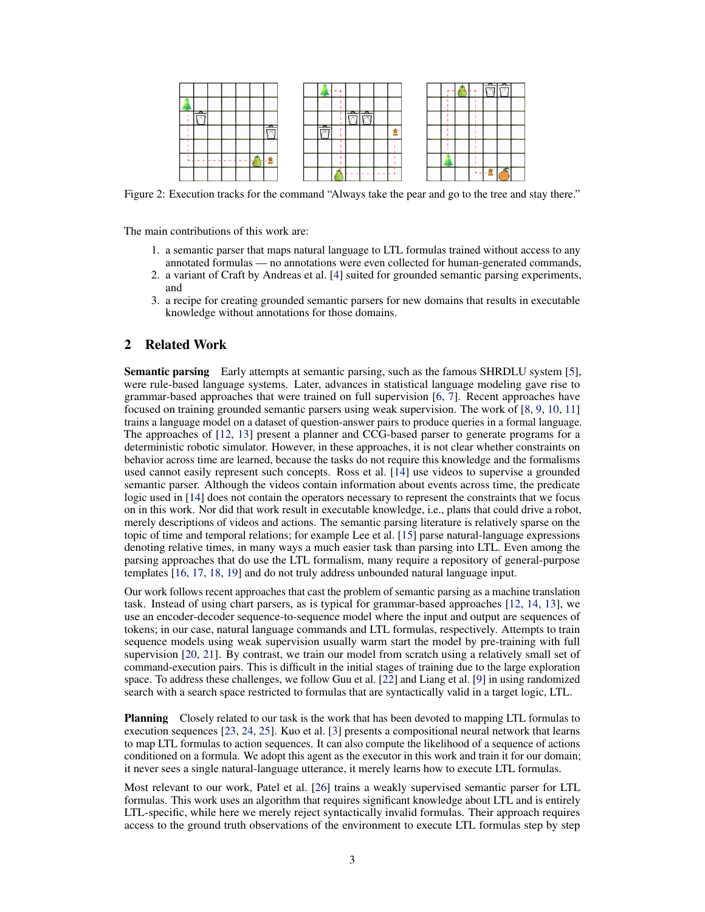Figure 2: Execution tracks for the command "Always take the pear and go to the tree and stay there."

The main contributions of this work are:

1. a semantic parser that maps natural language to LTL formulas trained without access to any annotated formulas — no annotations were even collected for human-generated commands,
2. a variant of Craft by Andreas et al. [4] suited for grounded semantic parsing experiments, and
3. a recipe for creating grounded semantic parsers for new domains that results in executable knowledge without annotations for those domains.

## 2 Related Work

**Semantic parsing** Early attempts at semantic parsing, such as the famous SHRDLU system [5], were rule-based language systems. Later, advances in statistical language modeling gave rise to grammar-based approaches that were trained on full supervision [6, 7]. Recent approaches have focused on training grounded semantic parsers using weak supervision. The work of [8, 9, 10, 11] trains a language model on a dataset of question-answer pairs to produce queries in a formal language. The approaches of [12, 13] present a planner and CCG-based parser to generate programs for a deterministic robotic simulator. However, in these approaches, it is not clear whether constraints on behavior across time are learned, because the tasks do not require this knowledge and the formalisms used cannot easily represent such concepts. Ross et al. [14] use videos to supervise a grounded semantic parser. Although the videos contain information about events across time, the predicate logic used in [14] does not contain the operators necessary to represent the constraints that we focus on in this work. Nor did that work result in executable knowledge, i.e., plans that could drive a robot, merely descriptions of videos and actions. The semantic parsing literature is relatively sparse on the topic of time and temporal relations; for example Lee et al. [15] parse natural-language expressions denoting relative times, in many ways a much easier task than parsing into LTL. Even among the parsing approaches that do use the LTL formalism, many require a repository of general-purpose templates [16, 17, 18, 19] and do not truly address unbounded natural language input.

Our work follows recent approaches that cast the problem of semantic parsing as a machine translation task. Instead of using chart parsers, as is typical for grammar-based approaches [12, 14, 13], we use an encoder-decoder sequence-to-sequence model where the input and output are sequences of tokens; in our case, natural language commands and LTL formulas, respectively. Attempts to train sequence models using weak supervision usually warm start the model by pre-training with full supervision [20, 21]. By contrast, we train our model from scratch using a relatively small set of command-execution pairs. This is difficult in the initial stages of training due to the large exploration space. To address these challenges, we follow Guu et al. [22] and Liang et al. [9] in using randomized search with a search space restricted to formulas that are syntactically valid in a target logic, LTL.

**Planning** Closely related to our task is the work that has been devoted to mapping LTL formulas to execution sequences [23, 24, 25]. Kuo et al. [3] presents a compositional neural network that learns to map LTL formulas to action sequences. It can also compute the likelihood of a sequence of actions conditioned on a formula. We adopt this agent as the executor in this work and train it for our domain; it never sees a single natural-language utterance, it merely learns how to execute LTL formulas.

Most relevant to our work, Patel et al. [26] trains a weakly supervised semantic parser for LTL formulas. This work uses an algorithm that requires significant knowledge about LTL and is entirely LTL-specific, while here we merely reject syntactically invalid formulas. Their approach requires access to the ground truth observations of the environment to execute LTL formulas step by step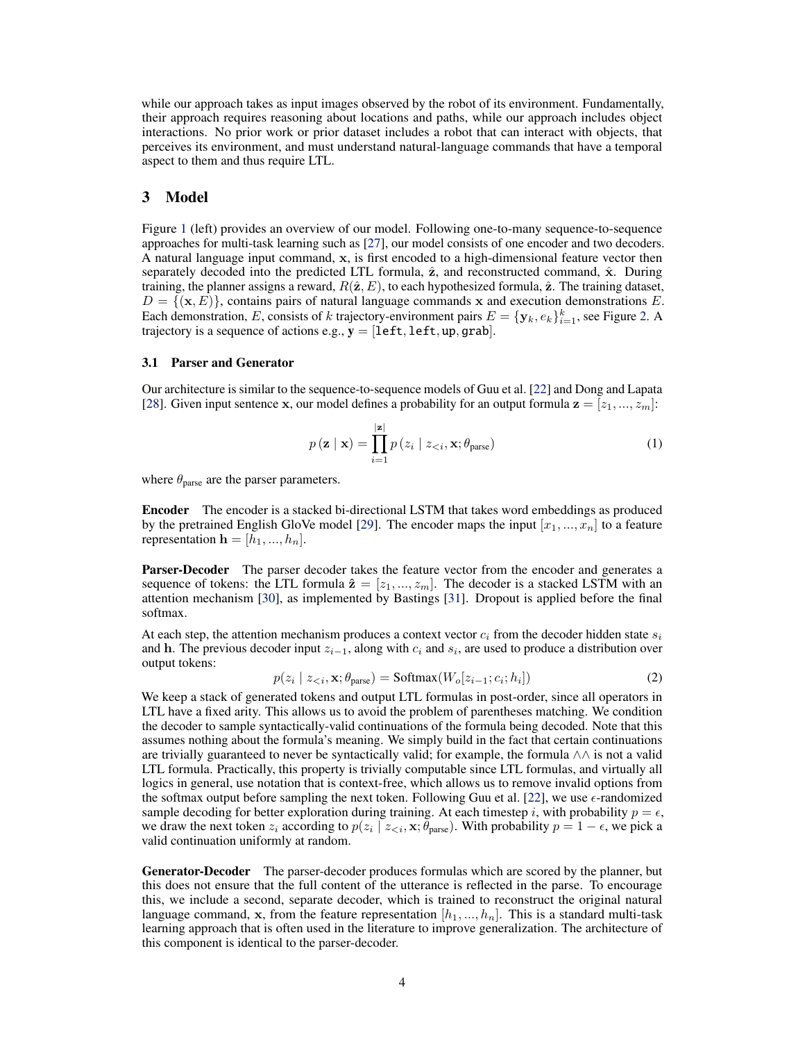while our approach takes as input images observed by the robot of its environment. Fundamentally, their approach requires reasoning about locations and paths, while our approach includes object interactions. No prior work or prior dataset includes a robot that can interact with objects, that perceives its environment, and must understand natural-language commands that have a temporal aspect to them and thus require LTL.

# 3 Model

Figure 1 (left) provides an overview of our model. Following one-to-many sequence-to-sequence approaches for multi-task learning such as [27], our model consists of one encoder and two decoders. A natural language input command, $\mathbf{x}$, is first encoded to a high-dimensional feature vector then separately decoded into the predicted LTL formula, $\hat{\mathbf{z}}$, and reconstructed command, $\hat{\mathbf{x}}$. During training, the planner assigns a reward, $R(\hat{\mathbf{z}}, E)$, to each hypothesized formula, $\hat{\mathbf{z}}$. The training dataset, $D = \{(\mathbf{x}, E)\}$, contains pairs of natural language commands $\mathbf{x}$ and execution demonstrations $E$. Each demonstration, $E$, consists of $k$ trajectory-environment pairs $E = \{\mathbf{y}_k, e_k\}_{i=1}^{k}$, see Figure 2. A trajectory is a sequence of actions e.g., $\mathbf{y} = [\texttt{left}, \texttt{left}, \texttt{up}, \texttt{grab}]$.

## 3.1 Parser and Generator

Our architecture is similar to the sequence-to-sequence models of Guu et al. [22] and Dong and Lapata [28]. Given input sentence $\mathbf{x}$, our model defines a probability for an output formula $\mathbf{z} = [z_1, ..., z_m]$:

$$p(\mathbf{z} \mid \mathbf{x}) = \prod_{i=1}^{|\mathbf{z}|} p(z_i \mid z_{<i}, \mathbf{x}; \theta_{\text{parse}}) \tag{1}$$

where $\theta_{\text{parse}}$ are the parser parameters.

**Encoder** The encoder is a stacked bi-directional LSTM that takes word embeddings as produced by the pretrained English GloVe model [29]. The encoder maps the input $[x_1, ..., x_n]$ to a feature representation $\mathbf{h} = [h_1, ..., h_n]$.

**Parser-Decoder** The parser decoder takes the feature vector from the encoder and generates a sequence of tokens: the LTL formula $\hat{\mathbf{z}} = [z_1, ..., z_m]$. The decoder is a stacked LSTM with an attention mechanism [30], as implemented by Bastings [31]. Dropout is applied before the final softmax.

At each step, the attention mechanism produces a context vector $c_i$ from the decoder hidden state $s_i$ and $\mathbf{h}$. The previous decoder input $z_{i-1}$, along with $c_i$ and $s_i$, are used to produce a distribution over output tokens:

$$p(z_i \mid z_{<i}, \mathbf{x}; \theta_{\text{parse}}) = \text{Softmax}(W_o[z_{i-1}; c_i; h_i]) \tag{2}$$

We keep a stack of generated tokens and output LTL formulas in post-order, since all operators in LTL have a fixed arity. This allows us to avoid the problem of parentheses matching. We condition the decoder to sample syntactically-valid continuations of the formula being decoded. Note that this assumes nothing about the formula's meaning. We simply build in the fact that certain continuations are trivially guaranteed to never be syntactically valid; for example, the formula $\wedge\wedge$ is not a valid LTL formula. Practically, this property is trivially computable since LTL formulas, and virtually all logics in general, use notation that is context-free, which allows us to remove invalid options from the softmax output before sampling the next token. Following Guu et al. [22], we use $\epsilon$-randomized sample decoding for better exploration during training. At each timestep $i$, with probability $p = \epsilon$, we draw the next token $z_i$ according to $p(z_i \mid z_{<i}, \mathbf{x}; \theta_{\text{parse}})$. With probability $p = 1 - \epsilon$, we pick a valid continuation uniformly at random.

**Generator-Decoder** The parser-decoder produces formulas which are scored by the planner, but this does not ensure that the full content of the utterance is reflected in the parse. To encourage this, we include a second, separate decoder, which is trained to reconstruct the original natural language command, $\mathbf{x}$, from the feature representation $[h_1, ..., h_n]$. This is a standard multi-task learning approach that is often used in the literature to improve generalization. The architecture of this component is identical to the parser-decoder.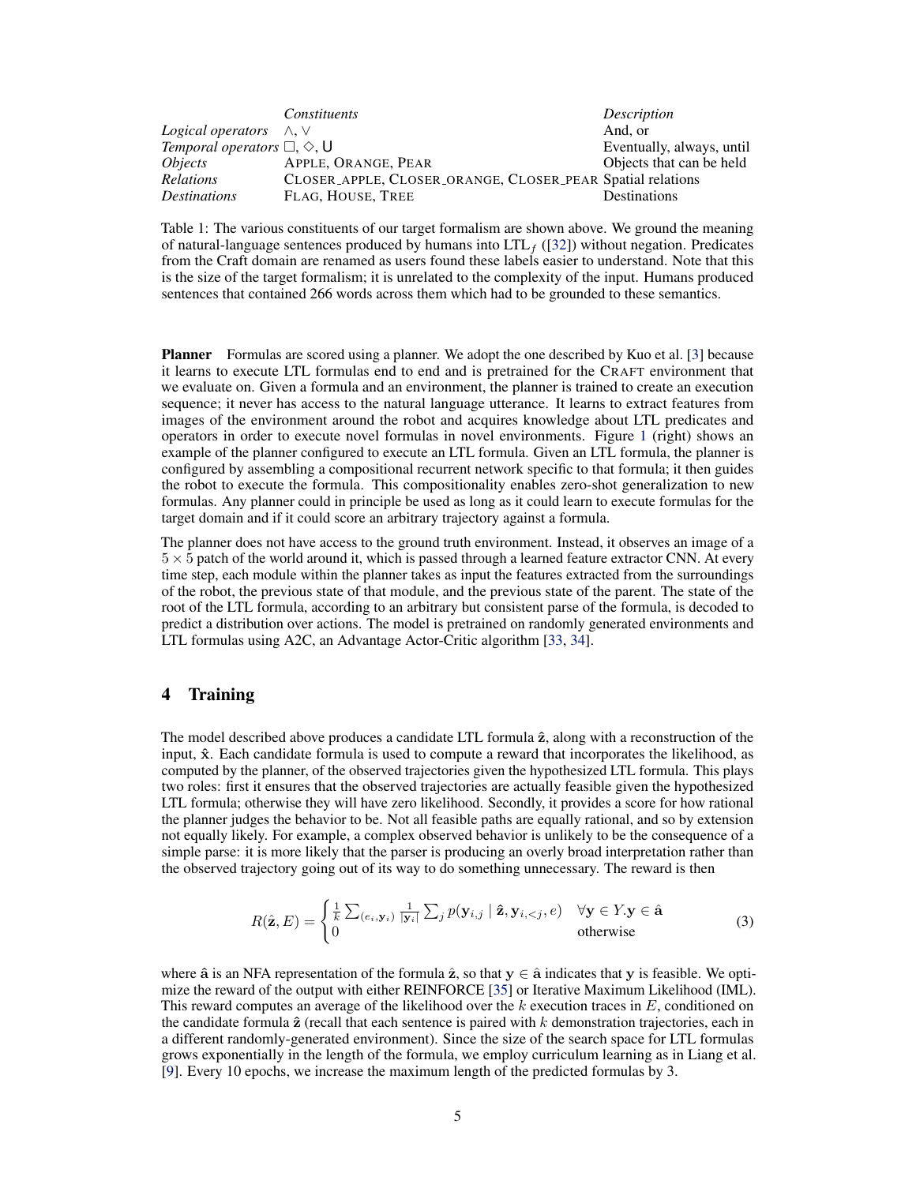| | *Constituents* | *Description* |
|---|---|---|
| *Logical operators* | $\wedge$, $\vee$ | And, or |
| *Temporal operators* | $\square$, $\diamond$, $\mathsf{U}$ | Eventually, always, until |
| *Objects* | APPLE, ORANGE, PEAR | Objects that can be held |
| *Relations* | CLOSER_APPLE, CLOSER_ORANGE, CLOSER_PEAR | Spatial relations |
| *Destinations* | FLAG, HOUSE, TREE | Destinations |

Table 1: The various constituents of our target formalism are shown above. We ground the meaning of natural-language sentences produced by humans into $\text{LTL}_f$ ([32]) without negation. Predicates from the Craft domain are renamed as users found these labels easier to understand. Note that this is the size of the target formalism; it is unrelated to the complexity of the input. Humans produced sentences that contained 266 words across them which had to be grounded to these semantics.

**Planner** Formulas are scored using a planner. We adopt the one described by Kuo et al. [3] because it learns to execute LTL formulas end to end and is pretrained for the CRAFT environment that we evaluate on. Given a formula and an environment, the planner is trained to create an execution sequence; it never has access to the natural language utterance. It learns to extract features from images of the environment around the robot and acquires knowledge about LTL predicates and operators in order to execute novel formulas in novel environments. Figure 1 (right) shows an example of the planner configured to execute an LTL formula. Given an LTL formula, the planner is configured by assembling a compositional recurrent network specific to that formula; it then guides the robot to execute the formula. This compositionality enables zero-shot generalization to new formulas. Any planner could in principle be used as long as it could learn to execute formulas for the target domain and if it could score an arbitrary trajectory against a formula.

The planner does not have access to the ground truth environment. Instead, it observes an image of a $5 \times 5$ patch of the world around it, which is passed through a learned feature extractor CNN. At every time step, each module within the planner takes as input the features extracted from the surroundings of the robot, the previous state of that module, and the previous state of the parent. The state of the root of the LTL formula, according to an arbitrary but consistent parse of the formula, is decoded to predict a distribution over actions. The model is pretrained on randomly generated environments and LTL formulas using A2C, an Advantage Actor-Critic algorithm [33, 34].

## 4 Training

The model described above produces a candidate LTL formula $\hat{\mathbf{z}}$, along with a reconstruction of the input, $\hat{\mathbf{x}}$. Each candidate formula is used to compute a reward that incorporates the likelihood, as computed by the planner, of the observed trajectories given the hypothesized LTL formula. This plays two roles: first it ensures that the observed trajectories are actually feasible given the hypothesized LTL formula; otherwise they will have zero likelihood. Secondly, it provides a score for how rational the planner judges the behavior to be. Not all feasible paths are equally rational, and so by extension not equally likely. For example, a complex observed behavior is unlikely to be the consequence of a simple parse: it is more likely that the parser is producing an overly broad interpretation rather than the observed trajectory going out of its way to do something unnecessary. The reward is then

$$R(\hat{\mathbf{z}}, E) = \begin{cases} \frac{1}{k} \sum_{(e_i, \mathbf{y}_i)} \frac{1}{|\mathbf{y}_i|} \sum_j p(\mathbf{y}_{i,j} \mid \hat{\mathbf{z}}, \mathbf{y}_{i,<j}, e) & \forall \mathbf{y} \in Y. \mathbf{y} \in \hat{\mathbf{a}} \\ 0 & \text{otherwise} \end{cases} \tag{3}$$

where $\hat{\mathbf{a}}$ is an NFA representation of the formula $\hat{\mathbf{z}}$, so that $\mathbf{y} \in \hat{\mathbf{a}}$ indicates that $\mathbf{y}$ is feasible. We optimize the reward of the output with either REINFORCE [35] or Iterative Maximum Likelihood (IML). This reward computes an average of the likelihood over the $k$ execution traces in $E$, conditioned on the candidate formula $\hat{\mathbf{z}}$ (recall that each sentence is paired with $k$ demonstration trajectories, each in a different randomly-generated environment). Since the size of the search space for LTL formulas grows exponentially in the length of the formula, we employ curriculum learning as in Liang et al. [9]. Every 10 epochs, we increase the maximum length of the predicted formulas by 3.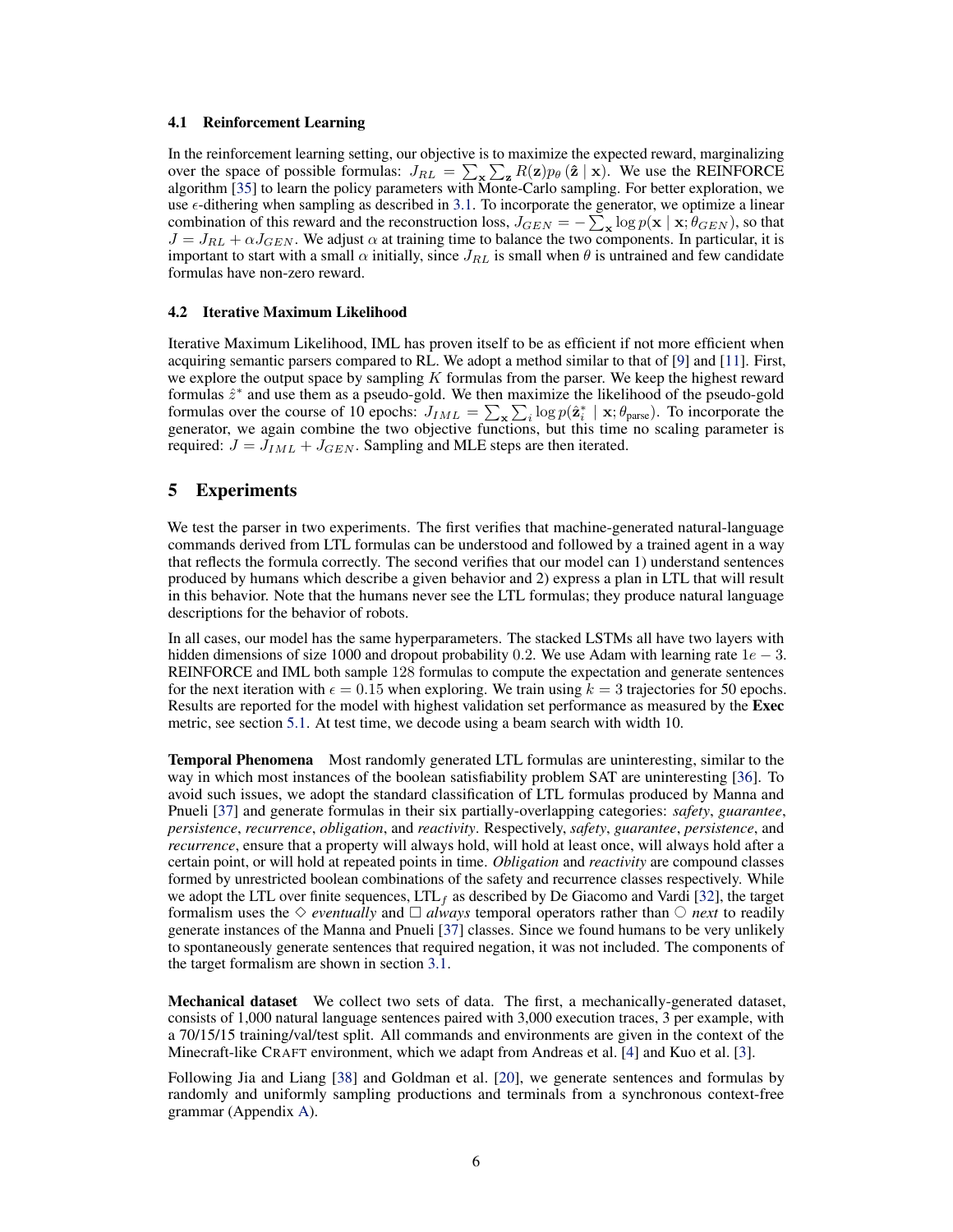### 4.1 Reinforcement Learning

In the reinforcement learning setting, our objective is to maximize the expected reward, marginalizing over the space of possible formulas: $J_{RL} = \sum_{\mathbf{x}} \sum_{\mathbf{z}} R(\mathbf{z}) p_\theta (\hat{\mathbf{z}} \mid \mathbf{x})$. We use the REINFORCE algorithm [35] to learn the policy parameters with Monte-Carlo sampling. For better exploration, we use $\epsilon$-dithering when sampling as described in 3.1. To incorporate the generator, we optimize a linear combination of this reward and the reconstruction loss, $J_{GEN} = -\sum_{\mathbf{x}} \log p(\mathbf{x} \mid \mathbf{x}; \theta_{GEN})$, so that $J = J_{RL} + \alpha J_{GEN}$. We adjust $\alpha$ at training time to balance the two components. In particular, it is important to start with a small $\alpha$ initially, since $J_{RL}$ is small when $\theta$ is untrained and few candidate formulas have non-zero reward.

### 4.2 Iterative Maximum Likelihood

Iterative Maximum Likelihood, IML has proven itself to be as efficient if not more efficient when acquiring semantic parsers compared to RL. We adopt a method similar to that of [9] and [11]. First, we explore the output space by sampling $K$ formulas from the parser. We keep the highest reward formulas $\hat{z}^*$ and use them as a pseudo-gold. We then maximize the likelihood of the pseudo-gold formulas over the course of 10 epochs: $J_{IML} = \sum_{\mathbf{x}} \sum_i \log p(\hat{\mathbf{z}}_i^* \mid \mathbf{x}; \theta_{\text{parse}})$. To incorporate the generator, we again combine the two objective functions, but this time no scaling parameter is required: $J = J_{IML} + J_{GEN}$. Sampling and MLE steps are then iterated.

## 5 Experiments

We test the parser in two experiments. The first verifies that machine-generated natural-language commands derived from LTL formulas can be understood and followed by a trained agent in a way that reflects the formula correctly. The second verifies that our model can 1) understand sentences produced by humans which describe a given behavior and 2) express a plan in LTL that will result in this behavior. Note that the humans never see the LTL formulas; they produce natural language descriptions for the behavior of robots.

In all cases, our model has the same hyperparameters. The stacked LSTMs all have two layers with hidden dimensions of size 1000 and dropout probability 0.2. We use Adam with learning rate $1e-3$. REINFORCE and IML both sample 128 formulas to compute the expectation and generate sentences for the next iteration with $\epsilon = 0.15$ when exploring. We train using $k = 3$ trajectories for 50 epochs. Results are reported for the model with highest validation set performance as measured by the **Exec** metric, see section 5.1. At test time, we decode using a beam search with width 10.

**Temporal Phenomena** Most randomly generated LTL formulas are uninteresting, similar to the way in which most instances of the boolean satisfiability problem SAT are uninteresting [36]. To avoid such issues, we adopt the standard classification of LTL formulas produced by Manna and Pnueli [37] and generate formulas in their six partially-overlapping categories: *safety*, *guarantee*, *persistence*, *recurrence*, *obligation*, and *reactivity*. Respectively, *safety*, *guarantee*, *persistence*, and *recurrence*, ensure that a property will always hold, will hold at least once, will always hold after a certain point, or will hold at repeated points in time. *Obligation* and *reactivity* are compound classes formed by unrestricted boolean combinations of the safety and recurrence classes respectively. While we adopt the LTL over finite sequences, $\text{LTL}_f$ as described by De Giacomo and Vardi [32], the target formalism uses the $\Diamond$ *eventually* and $\Box$ *always* temporal operators rather than $\bigcirc$ *next* to readily generate instances of the Manna and Pnueli [37] classes. Since we found humans to be very unlikely to spontaneously generate sentences that required negation, it was not included. The components of the target formalism are shown in section 3.1.

**Mechanical dataset** We collect two sets of data. The first, a mechanically-generated dataset, consists of 1,000 natural language sentences paired with 3,000 execution traces, 3 per example, with a 70/15/15 training/val/test split. All commands and environments are given in the context of the Minecraft-like CRAFT environment, which we adapt from Andreas et al. [4] and Kuo et al. [3].

Following Jia and Liang [38] and Goldman et al. [20], we generate sentences and formulas by randomly and uniformly sampling productions and terminals from a synchronous context-free grammar (Appendix A).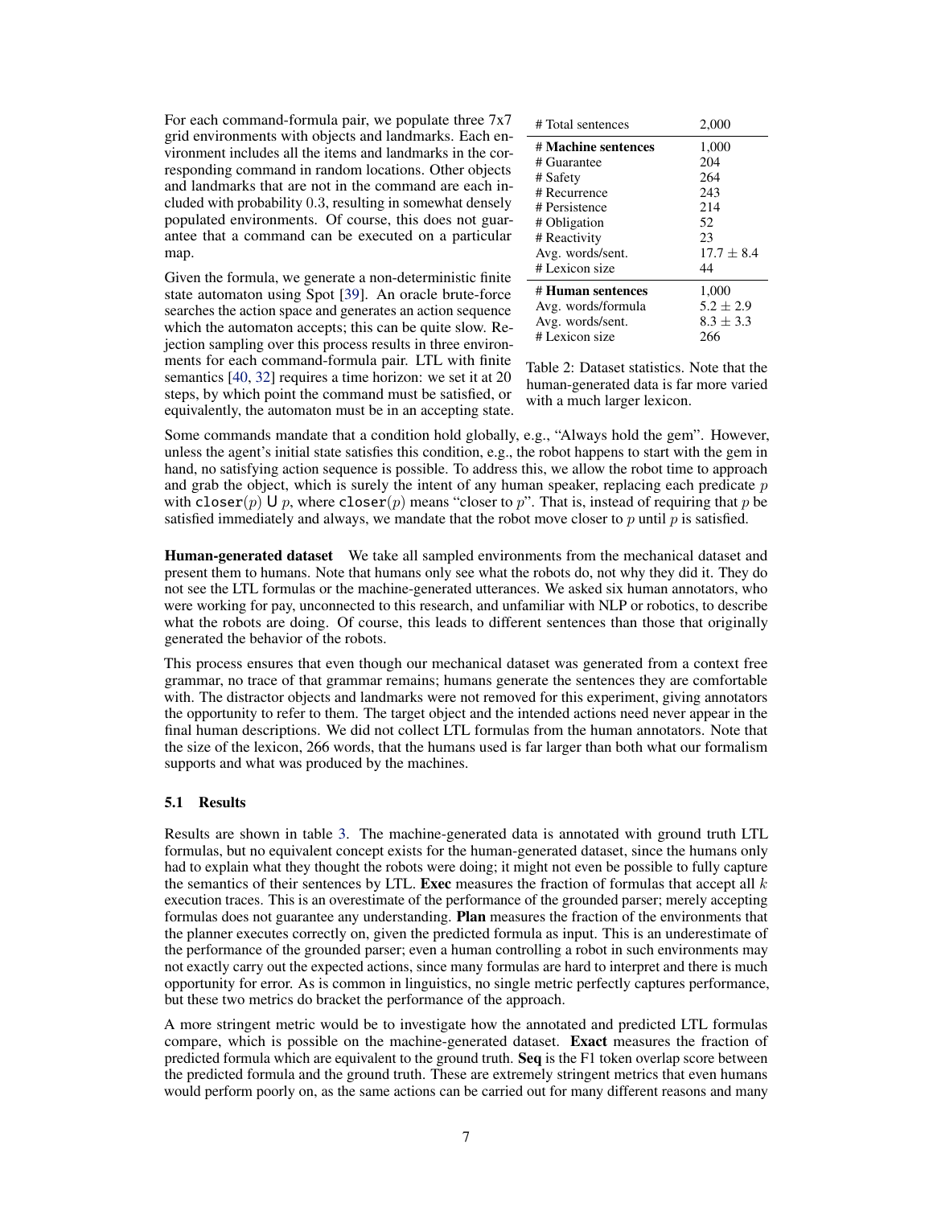For each command-formula pair, we populate three 7x7 grid environments with objects and landmarks. Each environment includes all the items and landmarks in the corresponding command in random locations. Other objects and landmarks that are not in the command are each included with probability $0.3$, resulting in somewhat densely populated environments. Of course, this does not guarantee that a command can be executed on a particular map.

Given the formula, we generate a non-deterministic finite state automaton using Spot [39]. An oracle brute-force searches the action space and generates an action sequence which the automaton accepts; this can be quite slow. Rejection sampling over this process results in three environments for each command-formula pair. LTL with finite semantics [40, 32] requires a time horizon: we set it at 20 steps, by which point the command must be satisfied, or equivalently, the automaton must be in an accepting state.

| # Total sentences | 2,000 |
|---|---|
| **# Machine sentences** | 1,000 |
| # Guarantee | 204 |
| # Safety | 264 |
| # Recurrence | 243 |
| # Persistence | 214 |
| # Obligation | 52 |
| # Reactivity | 23 |
| Avg. words/sent. | $17.7 \pm 8.4$ |
| # Lexicon size | 44 |
| **# Human sentences** | 1,000 |
| Avg. words/formula | $5.2 \pm 2.9$ |
| Avg. words/sent. | $8.3 \pm 3.3$ |
| # Lexicon size | 266 |

Table 2: Dataset statistics. Note that the human-generated data is far more varied with a much larger lexicon.

Some commands mandate that a condition hold globally, e.g., "Always hold the gem". However, unless the agent's initial state satisfies this condition, e.g., the robot happens to start with the gem in hand, no satisfying action sequence is possible. To address this, we allow the robot time to approach and grab the object, which is surely the intent of any human speaker, replacing each predicate $p$ with $\texttt{closer}(p) \mathsf{U}\, p$, where $\texttt{closer}(p)$ means "closer to $p$". That is, instead of requiring that $p$ be satisfied immediately and always, we mandate that the robot move closer to $p$ until $p$ is satisfied.

**Human-generated dataset** We take all sampled environments from the mechanical dataset and present them to humans. Note that humans only see what the robots do, not why they did it. They do not see the LTL formulas or the machine-generated utterances. We asked six human annotators, who were working for pay, unconnected to this research, and unfamiliar with NLP or robotics, to describe what the robots are doing. Of course, this leads to different sentences than those that originally generated the behavior of the robots.

This process ensures that even though our mechanical dataset was generated from a context free grammar, no trace of that grammar remains; humans generate the sentences they are comfortable with. The distractor objects and landmarks were not removed for this experiment, giving annotators the opportunity to refer to them. The target object and the intended actions need never appear in the final human descriptions. We did not collect LTL formulas from the human annotators. Note that the size of the lexicon, 266 words, that the humans used is far larger than both what our formalism supports and what was produced by the machines.

### 5.1 Results

Results are shown in table 3. The machine-generated data is annotated with ground truth LTL formulas, but no equivalent concept exists for the human-generated dataset, since the humans only had to explain what they thought the robots were doing; it might not even be possible to fully capture the semantics of their sentences by LTL. **Exec** measures the fraction of formulas that accept all $k$ execution traces. This is an overestimate of the performance of the grounded parser; merely accepting formulas does not guarantee any understanding. **Plan** measures the fraction of the environments that the planner executes correctly on, given the predicted formula as input. This is an underestimate of the performance of the grounded parser; even a human controlling a robot in such environments may not exactly carry out the expected actions, since many formulas are hard to interpret and there is much opportunity for error. As is common in linguistics, no single metric perfectly captures performance, but these two metrics do bracket the performance of the approach.

A more stringent metric would be to investigate how the annotated and predicted LTL formulas compare, which is possible on the machine-generated dataset. **Exact** measures the fraction of predicted formula which are equivalent to the ground truth. **Seq** is the F1 token overlap score between the predicted formula and the ground truth. These are extremely stringent metrics that even humans would perform poorly on, as the same actions can be carried out for many different reasons and many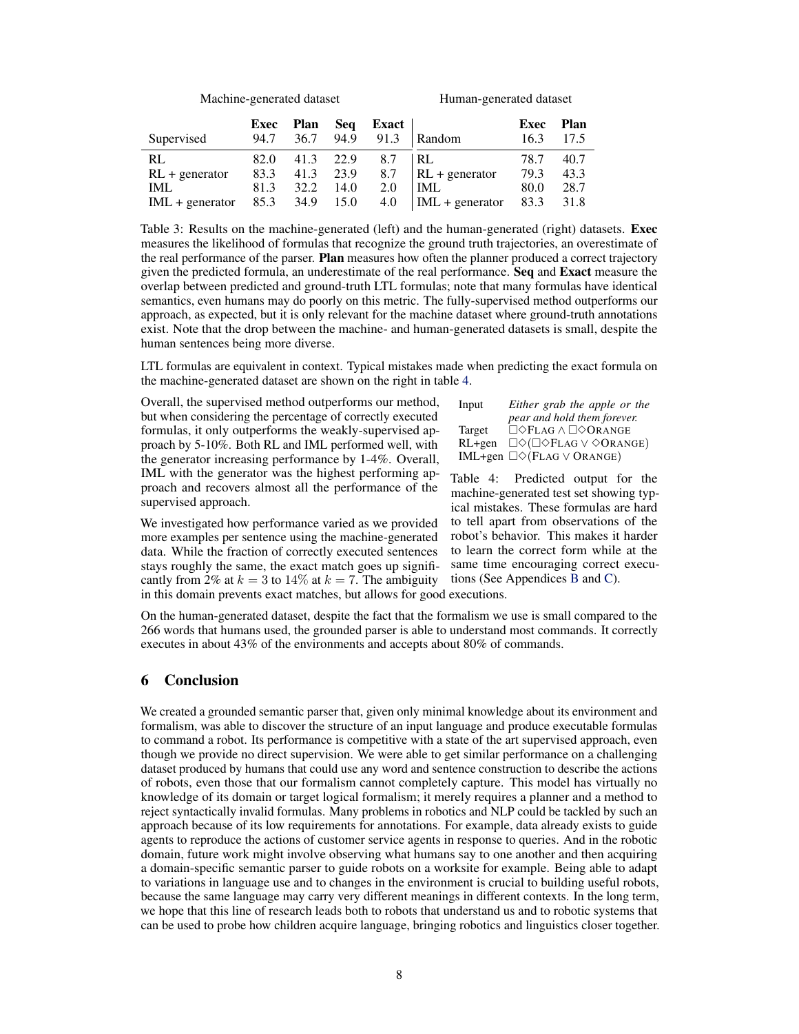Machine-generated dataset

| | Exec | Plan | Seq | Exact |
|---|---|---|---|---|
| Supervised | 94.7 | 36.7 | 94.9 | 91.3 |
| RL | 82.0 | 41.3 | 22.9 | 8.7 |
| RL + generator | 83.3 | 41.3 | 23.9 | 8.7 |
| IML | 81.3 | 32.2 | 14.0 | 2.0 |
| IML + generator | 85.3 | 34.9 | 15.0 | 4.0 |

Human-generated dataset

| | Exec | Plan |
|---|---|---|
| Random | 16.3 | 17.5 |
| RL | 78.7 | 40.7 |
| RL + generator | 79.3 | 43.3 |
| IML | 80.0 | 28.7 |
| IML + generator | 83.3 | 31.8 |

Table 3: Results on the machine-generated (left) and the human-generated (right) datasets. **Exec** measures the likelihood of formulas that recognize the ground truth trajectories, an overestimate of the real performance of the parser. **Plan** measures how often the planner produced a correct trajectory given the predicted formula, an underestimate of the real performance. **Seq** and **Exact** measure the overlap between predicted and ground-truth LTL formulas; note that many formulas have identical semantics, even humans may do poorly on this metric. The fully-supervised method outperforms our approach, as expected, but it is only relevant for the machine dataset where ground-truth annotations exist. Note that the drop between the machine- and human-generated datasets is small, despite the human sentences being more diverse.

LTL formulas are equivalent in context. Typical mistakes made when predicting the exact formula on the machine-generated dataset are shown on the right in table 4.

Overall, the supervised method outperforms our method, but when considering the percentage of correctly executed formulas, it only outperforms the weakly-supervised approach by 5-10%. Both RL and IML performed well, with the generator increasing performance by 1-4%. Overall, IML with the generator was the highest performing approach and recovers almost all the performance of the supervised approach.

| | |
|---|---|
| Input | *Either grab the apple or the pear and hold them forever.* |
| Target | $\Box\Diamond\text{FLAG} \wedge \Box\Diamond\text{ORANGE}$ |
| RL+gen | $\Box\Diamond(\Box\Diamond\text{FLAG} \vee \Diamond\text{ORANGE})$ |
| IML+gen | $\Box\Diamond(\text{FLAG} \vee \text{ORANGE})$ |

Table 4: Predicted output for the machine-generated test set showing typical mistakes. These formulas are hard to tell apart from observations of the robot's behavior. This makes it harder to learn the correct form while at the same time encouraging correct executions (See Appendices B and C).

We investigated how performance varied as we provided more examples per sentence using the machine-generated data. While the fraction of correctly executed sentences stays roughly the same, the exact match goes up significantly from 2% at $k = 3$ to 14% at $k = 7$. The ambiguity in this domain prevents exact matches, but allows for good executions.

On the human-generated dataset, despite the fact that the formalism we use is small compared to the 266 words that humans used, the grounded parser is able to understand most commands. It correctly executes in about 43% of the environments and accepts about 80% of commands.

## 6 Conclusion

We created a grounded semantic parser that, given only minimal knowledge about its environment and formalism, was able to discover the structure of an input language and produce executable formulas to command a robot. Its performance is competitive with a state of the art supervised approach, even though we provide no direct supervision. We were able to get similar performance on a challenging dataset produced by humans that could use any word and sentence construction to describe the actions of robots, even those that our formalism cannot completely capture. This model has virtually no knowledge of its domain or target logical formalism; it merely requires a planner and a method to reject syntactically invalid formulas. Many problems in robotics and NLP could be tackled by such an approach because of its low requirements for annotations. For example, data already exists to guide agents to reproduce the actions of customer service agents in response to queries. And in the robotic domain, future work might involve observing what humans say to one another and then acquiring a domain-specific semantic parser to guide robots on a worksite for example. Being able to adapt to variations in language use and to changes in the environment is crucial to building useful robots, because the same language may carry very different meanings in different contexts. In the long term, we hope that this line of research leads both to robots that understand us and to robotic systems that can be used to probe how children acquire language, bringing robotics and linguistics closer together.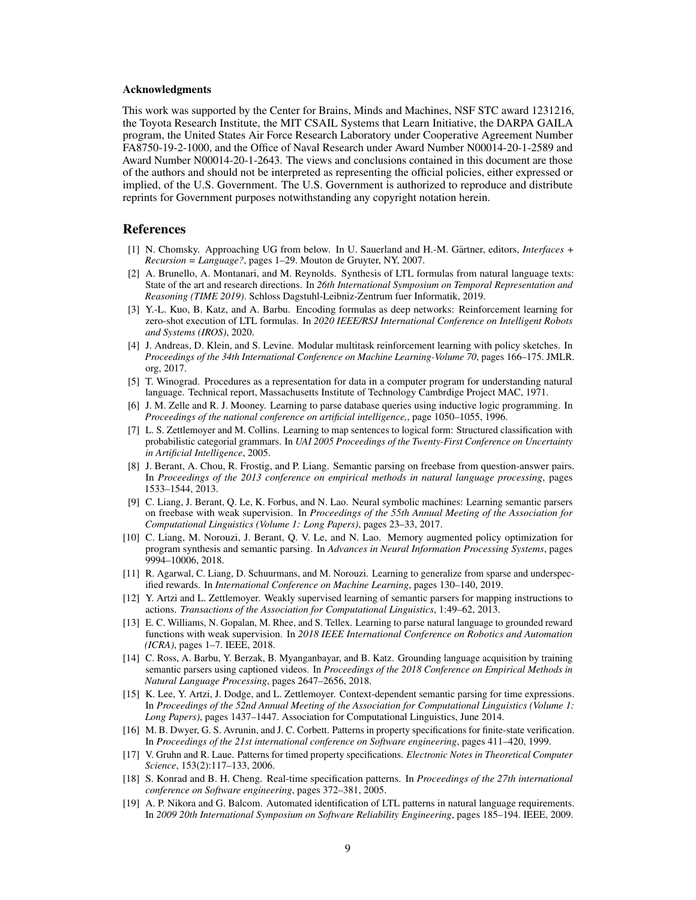#### Acknowledgments

This work was supported by the Center for Brains, Minds and Machines, NSF STC award 1231216, the Toyota Research Institute, the MIT CSAIL Systems that Learn Initiative, the DARPA GAILA program, the United States Air Force Research Laboratory under Cooperative Agreement Number FA8750-19-2-1000, and the Office of Naval Research under Award Number N00014-20-1-2589 and Award Number N00014-20-1-2643. The views and conclusions contained in this document are those of the authors and should not be interpreted as representing the official policies, either expressed or implied, of the U.S. Government. The U.S. Government is authorized to reproduce and distribute reprints for Government purposes notwithstanding any copyright notation herein.

## References

[1] N. Chomsky. Approaching UG from below. In U. Sauerland and H.-M. Gärtner, editors, *Interfaces + Recursion = Language?*, pages 1–29. Mouton de Gruyter, NY, 2007.

[2] A. Brunello, A. Montanari, and M. Reynolds. Synthesis of LTL formulas from natural language texts: State of the art and research directions. In *26th International Symposium on Temporal Representation and Reasoning (TIME 2019)*. Schloss Dagstuhl-Leibniz-Zentrum fuer Informatik, 2019.

[3] Y.-L. Kuo, B. Katz, and A. Barbu. Encoding formulas as deep networks: Reinforcement learning for zero-shot execution of LTL formulas. In *2020 IEEE/RSJ International Conference on Intelligent Robots and Systems (IROS)*, 2020.

[4] J. Andreas, D. Klein, and S. Levine. Modular multitask reinforcement learning with policy sketches. In *Proceedings of the 34th International Conference on Machine Learning-Volume 70*, pages 166–175. JMLR. org, 2017.

[5] T. Winograd. Procedures as a representation for data in a computer program for understanding natural language. Technical report, Massachusetts Institute of Technology Cambrdige Project MAC, 1971.

[6] J. M. Zelle and R. J. Mooney. Learning to parse database queries using inductive logic programming. In *Proceedings of the national conference on artificial intelligence,*, page 1050–1055, 1996.

[7] L. S. Zettlemoyer and M. Collins. Learning to map sentences to logical form: Structured classification with probabilistic categorial grammars. In *UAI 2005 Proceedings of the Twenty-First Conference on Uncertainty in Artificial Intelligence*, 2005.

[8] J. Berant, A. Chou, R. Frostig, and P. Liang. Semantic parsing on freebase from question-answer pairs. In *Proceedings of the 2013 conference on empirical methods in natural language processing*, pages 1533–1544, 2013.

[9] C. Liang, J. Berant, Q. Le, K. Forbus, and N. Lao. Neural symbolic machines: Learning semantic parsers on freebase with weak supervision. In *Proceedings of the 55th Annual Meeting of the Association for Computational Linguistics (Volume 1: Long Papers)*, pages 23–33, 2017.

[10] C. Liang, M. Norouzi, J. Berant, Q. V. Le, and N. Lao. Memory augmented policy optimization for program synthesis and semantic parsing. In *Advances in Neural Information Processing Systems*, pages 9994–10006, 2018.

[11] R. Agarwal, C. Liang, D. Schuurmans, and M. Norouzi. Learning to generalize from sparse and underspecified rewards. In *International Conference on Machine Learning*, pages 130–140, 2019.

[12] Y. Artzi and L. Zettlemoyer. Weakly supervised learning of semantic parsers for mapping instructions to actions. *Transactions of the Association for Computational Linguistics*, 1:49–62, 2013.

[13] E. C. Williams, N. Gopalan, M. Rhee, and S. Tellex. Learning to parse natural language to grounded reward functions with weak supervision. In *2018 IEEE International Conference on Robotics and Automation (ICRA)*, pages 1–7. IEEE, 2018.

[14] C. Ross, A. Barbu, Y. Berzak, B. Myanganbayar, and B. Katz. Grounding language acquisition by training semantic parsers using captioned videos. In *Proceedings of the 2018 Conference on Empirical Methods in Natural Language Processing*, pages 2647–2656, 2018.

[15] K. Lee, Y. Artzi, J. Dodge, and L. Zettlemoyer. Context-dependent semantic parsing for time expressions. In *Proceedings of the 52nd Annual Meeting of the Association for Computational Linguistics (Volume 1: Long Papers)*, pages 1437–1447. Association for Computational Linguistics, June 2014.

[16] M. B. Dwyer, G. S. Avrunin, and J. C. Corbett. Patterns in property specifications for finite-state verification. In *Proceedings of the 21st international conference on Software engineering*, pages 411–420, 1999.

[17] V. Gruhn and R. Laue. Patterns for timed property specifications. *Electronic Notes in Theoretical Computer Science*, 153(2):117–133, 2006.

[18] S. Konrad and B. H. Cheng. Real-time specification patterns. In *Proceedings of the 27th international conference on Software engineering*, pages 372–381, 2005.

[19] A. P. Nikora and G. Balcom. Automated identification of LTL patterns in natural language requirements. In *2009 20th International Symposium on Software Reliability Engineering*, pages 185–194. IEEE, 2009.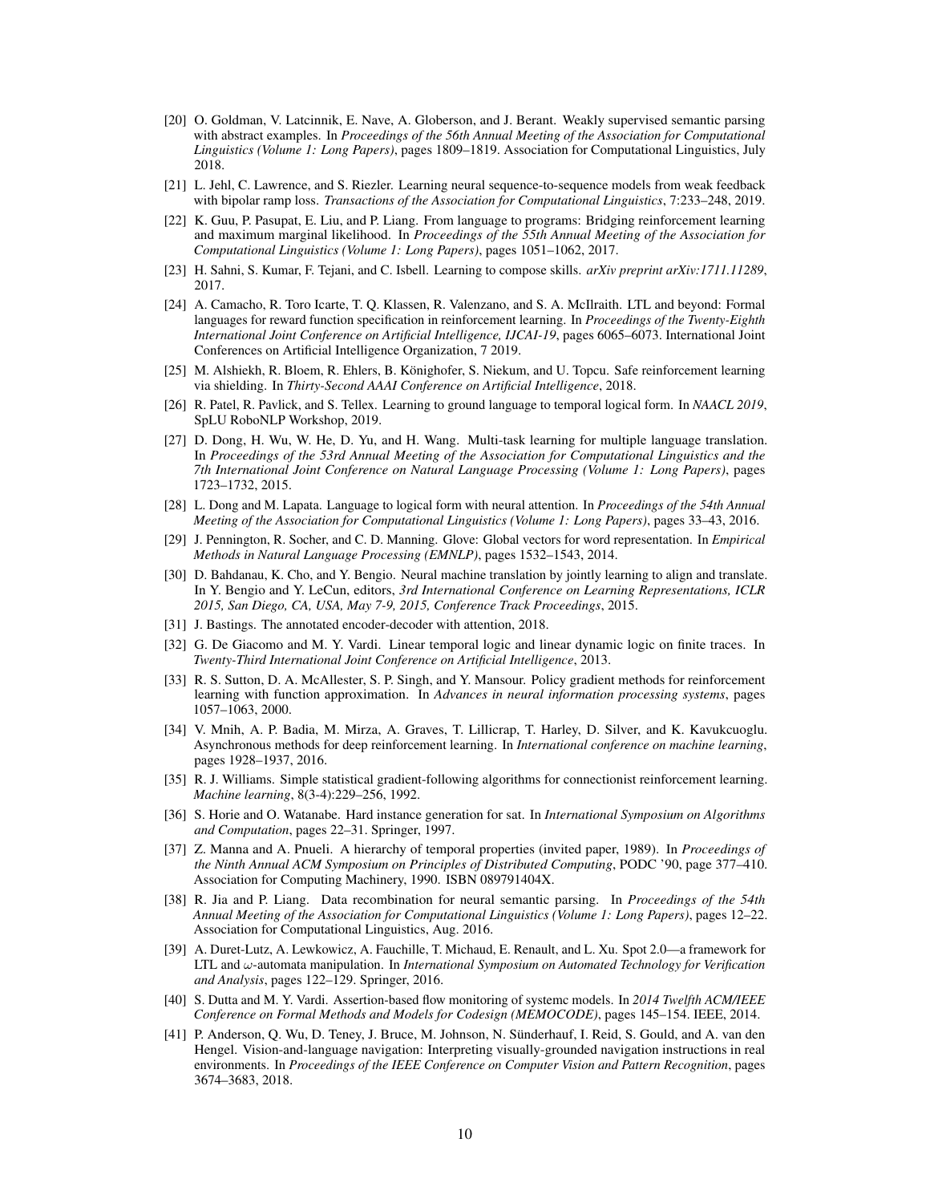[20] O. Goldman, V. Latcinnik, E. Nave, A. Globerson, and J. Berant. Weakly supervised semantic parsing with abstract examples. In *Proceedings of the 56th Annual Meeting of the Association for Computational Linguistics (Volume 1: Long Papers)*, pages 1809–1819. Association for Computational Linguistics, July 2018.

[21] L. Jehl, C. Lawrence, and S. Riezler. Learning neural sequence-to-sequence models from weak feedback with bipolar ramp loss. *Transactions of the Association for Computational Linguistics*, 7:233–248, 2019.

[22] K. Guu, P. Pasupat, E. Liu, and P. Liang. From language to programs: Bridging reinforcement learning and maximum marginal likelihood. In *Proceedings of the 55th Annual Meeting of the Association for Computational Linguistics (Volume 1: Long Papers)*, pages 1051–1062, 2017.

[23] H. Sahni, S. Kumar, F. Tejani, and C. Isbell. Learning to compose skills. *arXiv preprint arXiv:1711.11289*, 2017.

[24] A. Camacho, R. Toro Icarte, T. Q. Klassen, R. Valenzano, and S. A. McIlraith. LTL and beyond: Formal languages for reward function specification in reinforcement learning. In *Proceedings of the Twenty-Eighth International Joint Conference on Artificial Intelligence, IJCAI-19*, pages 6065–6073. International Joint Conferences on Artificial Intelligence Organization, 7 2019.

[25] M. Alshiekh, R. Bloem, R. Ehlers, B. Könighofer, S. Niekum, and U. Topcu. Safe reinforcement learning via shielding. In *Thirty-Second AAAI Conference on Artificial Intelligence*, 2018.

[26] R. Patel, R. Pavlick, and S. Tellex. Learning to ground language to temporal logical form. In *NAACL 2019*, SpLU RoboNLP Workshop, 2019.

[27] D. Dong, H. Wu, W. He, D. Yu, and H. Wang. Multi-task learning for multiple language translation. In *Proceedings of the 53rd Annual Meeting of the Association for Computational Linguistics and the 7th International Joint Conference on Natural Language Processing (Volume 1: Long Papers)*, pages 1723–1732, 2015.

[28] L. Dong and M. Lapata. Language to logical form with neural attention. In *Proceedings of the 54th Annual Meeting of the Association for Computational Linguistics (Volume 1: Long Papers)*, pages 33–43, 2016.

[29] J. Pennington, R. Socher, and C. D. Manning. Glove: Global vectors for word representation. In *Empirical Methods in Natural Language Processing (EMNLP)*, pages 1532–1543, 2014.

[30] D. Bahdanau, K. Cho, and Y. Bengio. Neural machine translation by jointly learning to align and translate. In Y. Bengio and Y. LeCun, editors, *3rd International Conference on Learning Representations, ICLR 2015, San Diego, CA, USA, May 7-9, 2015, Conference Track Proceedings*, 2015.

[31] J. Bastings. The annotated encoder-decoder with attention, 2018.

[32] G. De Giacomo and M. Y. Vardi. Linear temporal logic and linear dynamic logic on finite traces. In *Twenty-Third International Joint Conference on Artificial Intelligence*, 2013.

[33] R. S. Sutton, D. A. McAllester, S. P. Singh, and Y. Mansour. Policy gradient methods for reinforcement learning with function approximation. In *Advances in neural information processing systems*, pages 1057–1063, 2000.

[34] V. Mnih, A. P. Badia, M. Mirza, A. Graves, T. Lillicrap, T. Harley, D. Silver, and K. Kavukcuoglu. Asynchronous methods for deep reinforcement learning. In *International conference on machine learning*, pages 1928–1937, 2016.

[35] R. J. Williams. Simple statistical gradient-following algorithms for connectionist reinforcement learning. *Machine learning*, 8(3-4):229–256, 1992.

[36] S. Horie and O. Watanabe. Hard instance generation for sat. In *International Symposium on Algorithms and Computation*, pages 22–31. Springer, 1997.

[37] Z. Manna and A. Pnueli. A hierarchy of temporal properties (invited paper, 1989). In *Proceedings of the Ninth Annual ACM Symposium on Principles of Distributed Computing*, PODC '90, page 377–410. Association for Computing Machinery, 1990. ISBN 089791404X.

[38] R. Jia and P. Liang. Data recombination for neural semantic parsing. In *Proceedings of the 54th Annual Meeting of the Association for Computational Linguistics (Volume 1: Long Papers)*, pages 12–22. Association for Computational Linguistics, Aug. 2016.

[39] A. Duret-Lutz, A. Lewkowicz, A. Fauchille, T. Michaud, E. Renault, and L. Xu. Spot 2.0—a framework for LTL and $\omega$-automata manipulation. In *International Symposium on Automated Technology for Verification and Analysis*, pages 122–129. Springer, 2016.

[40] S. Dutta and M. Y. Vardi. Assertion-based flow monitoring of systemc models. In *2014 Twelfth ACM/IEEE Conference on Formal Methods and Models for Codesign (MEMOCODE)*, pages 145–154. IEEE, 2014.

[41] P. Anderson, Q. Wu, D. Teney, J. Bruce, M. Johnson, N. Sünderhauf, I. Reid, S. Gould, and A. van den Hengel. Vision-and-language navigation: Interpreting visually-grounded navigation instructions in real environments. In *Proceedings of the IEEE Conference on Computer Vision and Pattern Recognition*, pages 3674–3683, 2018.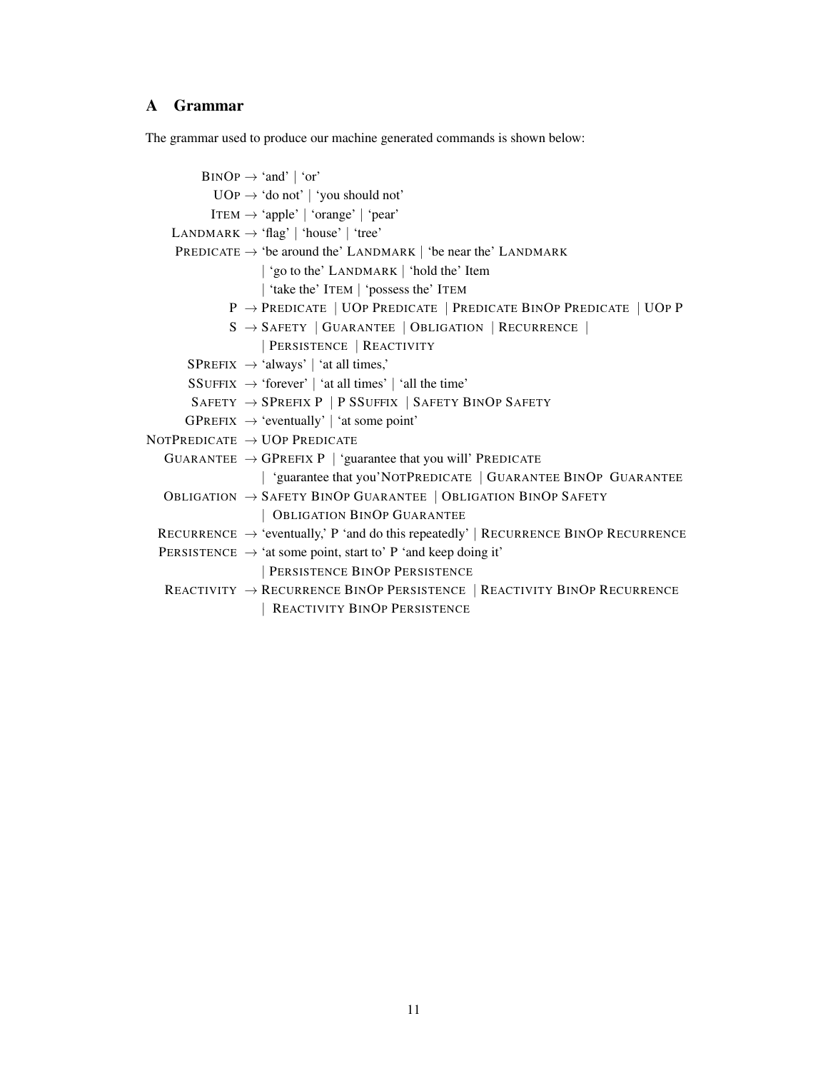## A Grammar

The grammar used to produce our machine generated commands is shown below:

```
BinOp          → 'and' | 'or'
UOp            → 'do not' | 'you should not'
Item           → 'apple' | 'orange' | 'pear'
Landmark       → 'flag' | 'house' | 'tree'
Predicate      → 'be around the' Landmark | 'be near the' Landmark
               | 'go to the' Landmark | 'hold the' Item
               | 'take the' Item | 'possess the' Item
P              → Predicate | UOp Predicate | Predicate BinOp Predicate | UOp P
S              → Safety | Guarantee | Obligation | Recurrence |
               | Persistence | Reactivity
SPrefix        → 'always' | 'at all times,'
SSuffix        → 'forever' | 'at all times' | 'all the time'
Safety         → SPrefix P | P SSuffix | Safety BinOp Safety
GPrefix        → 'eventually' | 'at some point'
NotPredicate   → UOp Predicate
Guarantee      → GPrefix P | 'guarantee that you will' Predicate
               | 'guarantee that you'NotPredicate | Guarantee BinOp Guarantee
Obligation     → Safety BinOp Guarantee | Obligation BinOp Safety
               | Obligation BinOp Guarantee
Recurrence     → 'eventually,' P 'and do this repeatedly' | Recurrence BinOp Recurrence
Persistence    → 'at some point, start to' P 'and keep doing it'
               | Persistence BinOp Persistence
Reactivity     → Recurrence BinOp Persistence | Reactivity BinOp Recurrence
               | Reactivity BinOp Persistence
```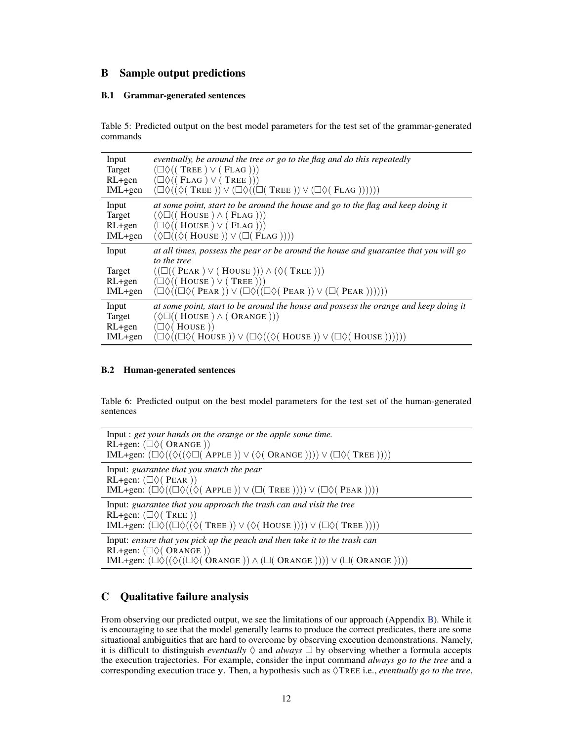## B Sample output predictions

### B.1 Grammar-generated sentences

Table 5: Predicted output on the best model parameters for the test set of the grammar-generated commands

| | |
|---|---|
| Input | *eventually, be around the tree or go to the flag and do this repeatedly* |
| Target | $(\Box\Diamond((\text{ TREE }) \vee (\text{ FLAG })))$ |
| RL+gen | $(\Box\Diamond((\text{ FLAG }) \vee (\text{ TREE })))$ |
| IML+gen | $(\Box\Diamond((\Diamond(\text{ TREE })) \vee (\Box\Diamond((\Box(\text{ TREE })) \vee (\Box\Diamond(\text{ FLAG }))))))$ |
| Input | *at some point, start to be around the house and go to the flag and keep doing it* |
| Target | $(\Diamond\Box((\text{ HOUSE }) \wedge (\text{ FLAG })))$ |
| RL+gen | $(\Box\Diamond((\text{ HOUSE }) \vee (\text{ FLAG })))$ |
| IML+gen | $(\Diamond\Box((\Diamond(\text{ HOUSE })) \vee (\Box(\text{ FLAG }))))$ |
| Input | *at all times, possess the pear or be around the house and guarantee that you will go to the tree* |
| Target | $((\Box((\text{ PEAR }) \vee (\text{ HOUSE }))) \wedge (\Diamond(\text{ TREE })))$ |
| RL+gen | $(\Box\Diamond((\text{ HOUSE }) \vee (\text{ TREE })))$ |
| IML+gen | $(\Box\Diamond((\Box\Diamond(\text{ PEAR })) \vee (\Box\Diamond((\Box\Diamond(\text{ PEAR })) \vee (\Box(\text{ PEAR }))))))$ |
| Input | *at some point, start to be around the house and possess the orange and keep doing it* |
| Target | $(\Diamond\Box((\text{ HOUSE }) \wedge (\text{ ORANGE })))$ |
| RL+gen | $(\Box\Diamond(\text{ HOUSE }))$ |
| IML+gen | $(\Box\Diamond((\Box\Diamond(\text{ HOUSE })) \vee (\Box\Diamond((\Diamond(\text{ HOUSE })) \vee (\Box\Diamond(\text{ HOUSE }))))))$ |

### B.2 Human-generated sentences

Table 6: Predicted output on the best model parameters for the test set of the human-generated sentences

| |
|---|
| Input : *get your hands on the orange or the apple some time.*<br>RL+gen: $(\Box\Diamond(\text{ ORANGE }))$<br>IML+gen: $(\Box\Diamond((\Diamond((\Diamond\Box(\text{ APPLE })) \vee (\Diamond(\text{ ORANGE })))) \vee (\Box\Diamond(\text{ TREE }))))$ |
| Input: *guarantee that you snatch the pear*<br>RL+gen: $(\Box\Diamond(\text{ PEAR }))$<br>IML+gen: $(\Box\Diamond((\Box\Diamond((\Diamond(\text{ APPLE })) \vee (\Box(\text{ TREE })))) \vee (\Box\Diamond(\text{ PEAR }))))$ |
| Input: *guarantee that you approach the trash can and visit the tree*<br>RL+gen: $(\Box\Diamond(\text{ TREE }))$<br>IML+gen: $(\Box\Diamond((\Box\Diamond((\Diamond(\text{ TREE })) \vee (\Diamond(\text{ HOUSE })))) \vee (\Box\Diamond(\text{ TREE }))))$ |
| Input: *ensure that you pick up the peach and then take it to the trash can*<br>RL+gen: $(\Box\Diamond(\text{ ORANGE }))$<br>IML+gen: $(\Box\Diamond((\Diamond((\Box\Diamond(\text{ ORANGE })) \wedge (\Box(\text{ ORANGE })))) \vee (\Box(\text{ ORANGE }))))$ |

## C Qualitative failure analysis

From observing our predicted output, we see the limitations of our approach (Appendix B). While it is encouraging to see that the model generally learns to produce the correct predicates, there are some situational ambiguities that are hard to overcome by observing execution demonstrations. Namely, it is difficult to distinguish *eventually* $\Diamond$ and *always* $\Box$ by observing whether a formula accepts the execution trajectories. For example, consider the input command *always go to the tree* and a corresponding execution trace $\mathbf{y}$. Then, a hypothesis such as $\Diamond$TREE i.e., *eventually go to the tree*,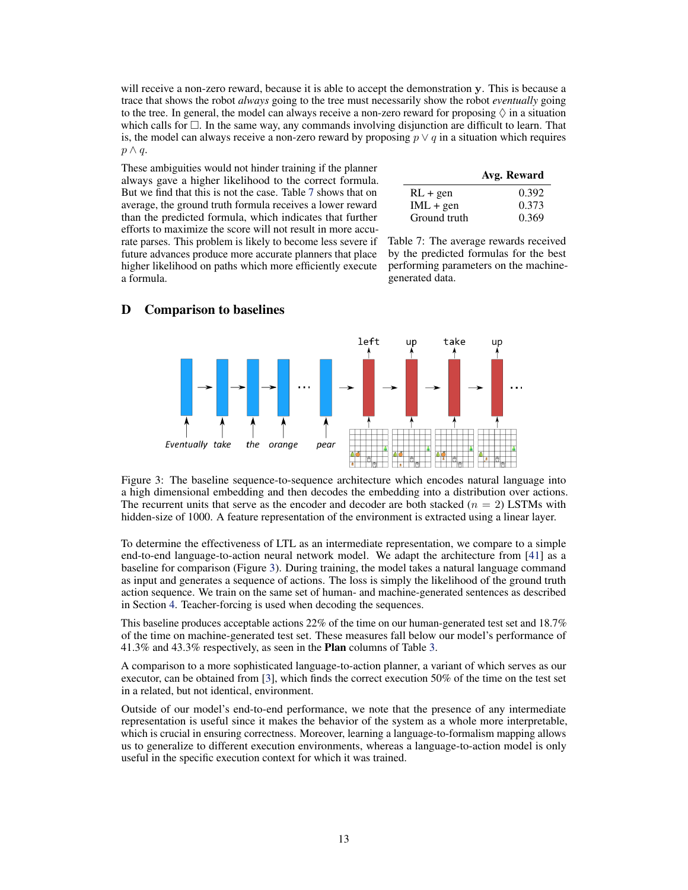will receive a non-zero reward, because it is able to accept the demonstration $\mathbf{y}$. This is because a trace that shows the robot *always* going to the tree must necessarily show the robot *eventually* going to the tree. In general, the model can always receive a non-zero reward for proposing $\Diamond$ in a situation which calls for $\Box$. In the same way, any commands involving disjunction are difficult to learn. That is, the model can always receive a non-zero reward by proposing $p \vee q$ in a situation which requires $p \wedge q$.

These ambiguities would not hinder training if the planner always gave a higher likelihood to the correct formula. But we find that this is not the case. Table 7 shows that on average, the ground truth formula receives a lower reward than the predicted formula, which indicates that further efforts to maximize the score will not result in more accurate parses. This problem is likely to become less severe if future advances produce more accurate planners that place higher likelihood on paths which more efficiently execute a formula.

| | **Avg. Reward** |
|---|---|
| RL + gen | 0.392 |
| IML + gen | 0.373 |
| Ground truth | 0.369 |

Table 7: The average rewards received by the predicted formulas for the best performing parameters on the machine-generated data.

## D Comparison to baselines

Figure 3: The baseline sequence-to-sequence architecture which encodes natural language into a high dimensional embedding and then decodes the embedding into a distribution over actions. The recurrent units that serve as the encoder and decoder are both stacked ($n = 2$) LSTMs with hidden-size of 1000. A feature representation of the environment is extracted using a linear layer.

To determine the effectiveness of LTL as an intermediate representation, we compare to a simple end-to-end language-to-action neural network model. We adapt the architecture from [41] as a baseline for comparison (Figure 3). During training, the model takes a natural language command as input and generates a sequence of actions. The loss is simply the likelihood of the ground truth action sequence. We train on the same set of human- and machine-generated sentences as described in Section 4. Teacher-forcing is used when decoding the sequences.

This baseline produces acceptable actions 22% of the time on our human-generated test set and 18.7% of the time on machine-generated test set. These measures fall below our model's performance of 41.3% and 43.3% respectively, as seen in the **Plan** columns of Table 3.

A comparison to a more sophisticated language-to-action planner, a variant of which serves as our executor, can be obtained from [3], which finds the correct execution 50% of the time on the test set in a related, but not identical, environment.

Outside of our model's end-to-end performance, we note that the presence of any intermediate representation is useful since it makes the behavior of the system as a whole more interpretable, which is crucial in ensuring correctness. Moreover, learning a language-to-formalism mapping allows us to generalize to different execution environments, whereas a language-to-action model is only useful in the specific execution context for which it was trained.